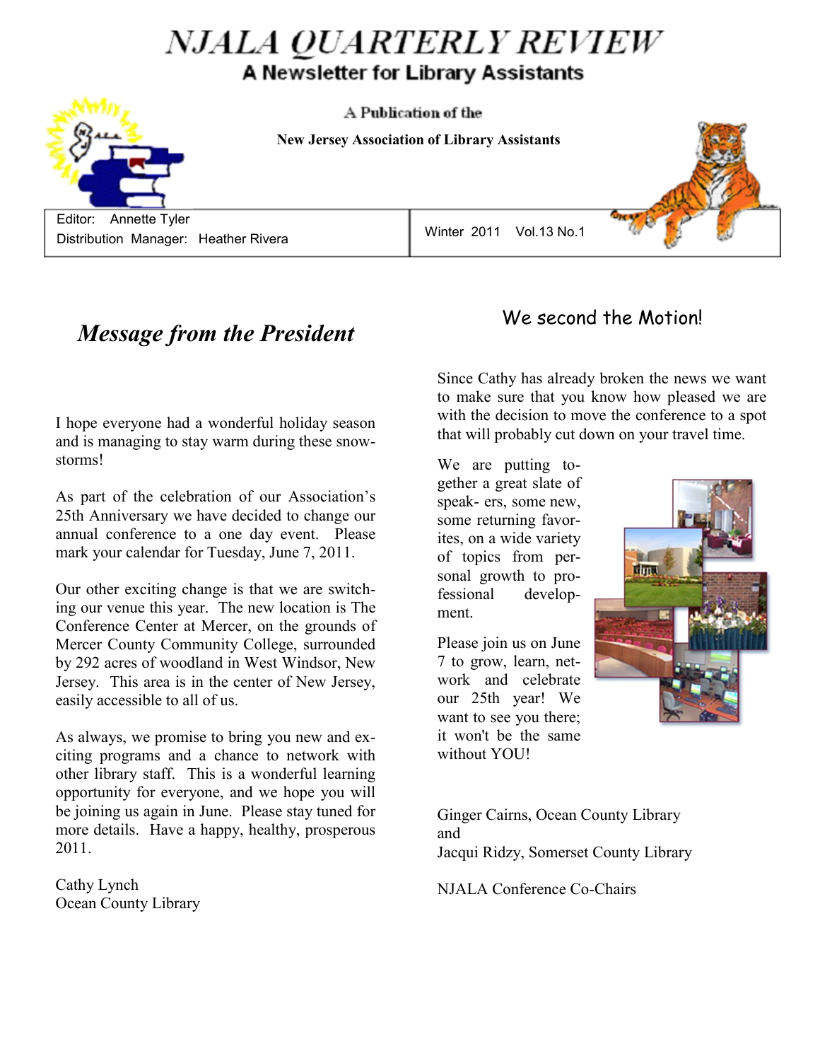# NJALA QUARTERLY REVIEW

**A Newsletter for Library Assistants**

A Publication of the

**New Jersey Association of Library Assistants**

Editor: Annette Tyler
Distribution Manager: Heather Rivera

Winter 2011 Vol.13 No.1

## *Message from the President*

I hope everyone had a wonderful holiday season and is managing to stay warm during these snowstorms!

As part of the celebration of our Association's 25th Anniversary we have decided to change our annual conference to a one day event. Please mark your calendar for Tuesday, June 7, 2011.

Our other exciting change is that we are switching our venue this year. The new location is The Conference Center at Mercer, on the grounds of Mercer County Community College, surrounded by 292 acres of woodland in West Windsor, New Jersey. This area is in the center of New Jersey, easily accessible to all of us.

As always, we promise to bring you new and exciting programs and a chance to network with other library staff. This is a wonderful learning opportunity for everyone, and we hope you will be joining us again in June. Please stay tuned for more details. Have a happy, healthy, prosperous 2011.

Cathy Lynch
Ocean County Library

## We second the Motion!

Since Cathy has already broken the news we want to make sure that you know how pleased we are with the decision to move the conference to a spot that will probably cut down on your travel time.

We are putting together a great slate of speakers, some new, some returning favorites, on a wide variety of topics from personal growth to professional development.

Please join us on June 7 to grow, learn, network and celebrate our 25th year! We want to see you there; it won't be the same without YOU!

Ginger Cairns, Ocean County Library
and
Jacqui Ridzy, Somerset County Library

NJALA Conference Co-Chairs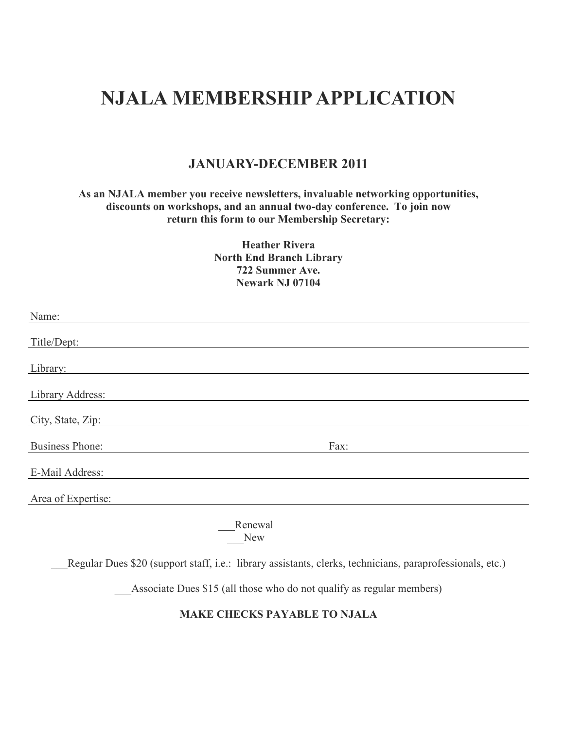# NJALA MEMBERSHIP APPLICATION

## JANUARY-DECEMBER 2011

**As an NJALA member you receive newsletters, invaluable networking opportunities, discounts on workshops, and an annual two-day conference. To join now return this form to our Membership Secretary:**

**Heather Rivera**
**North End Branch Library**
**722 Summer Ave.**
**Newark NJ 07104**

Name: ____________________________________________

Title/Dept: ____________________________________________

Library: ____________________________________________

Library Address: ____________________________________________

City, State, Zip: ____________________________________________

Business Phone: ______________________ Fax: ______________________

E-Mail Address: ____________________________________________

Area of Expertise: ____________________________________________

___Renewal
___New

___Regular Dues $20 (support staff, i.e.: library assistants, clerks, technicians, paraprofessionals, etc.)

___Associate Dues $15 (all those who do not qualify as regular members)

**MAKE CHECKS PAYABLE TO NJALA**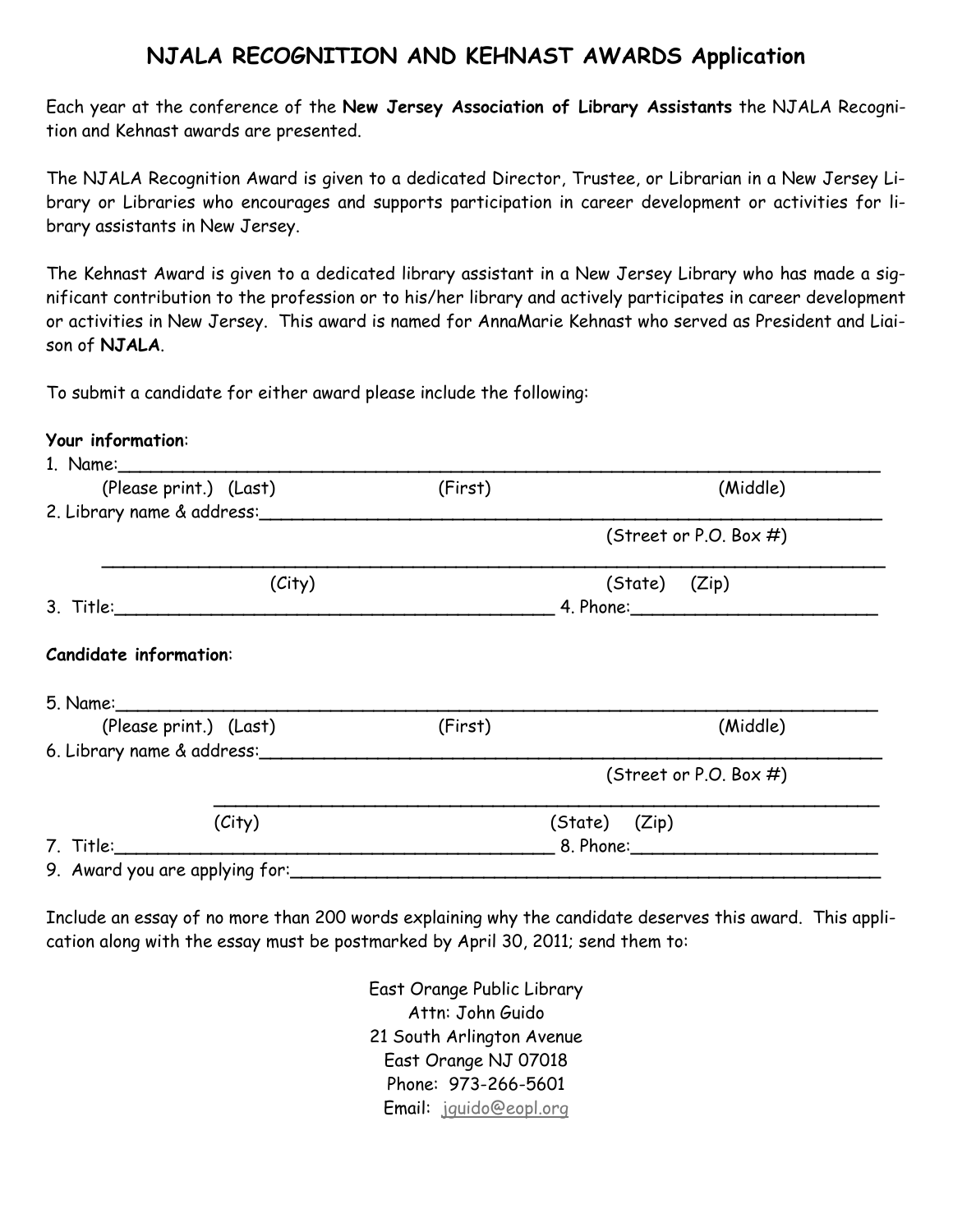# NJALA RECOGNITION AND KEHNAST AWARDS Application

Each year at the conference of the **New Jersey Association of Library Assistants** the NJALA Recognition and Kehnast awards are presented.

The NJALA Recognition Award is given to a dedicated Director, Trustee, or Librarian in a New Jersey Library or Libraries who encourages and supports participation in career development or activities for library assistants in New Jersey.

The Kehnast Award is given to a dedicated library assistant in a New Jersey Library who has made a significant contribution to the profession or to his/her library and actively participates in career development or activities in New Jersey. This award is named for AnnaMarie Kehnast who served as President and Liaison of **NJALA**.

To submit a candidate for either award please include the following:

**Your information**:

1. Name:______________________________________________________________________
   (Please print.) (Last) (First) (Middle)
2. Library name & address:______________________________________________________
   (Street or P.O. Box #)
   ______________________________________________________________________
   (City) (State) (Zip)
3. Title:_________________________________________ 4. Phone:______________________

**Candidate information**:

5. Name:______________________________________________________________________
   (Please print.) (Last) (First) (Middle)
6. Library name & address:______________________________________________________
   (Street or P.O. Box #)
   ______________________________________________________________________
   (City) (State) (Zip)
7. Title:_________________________________________ 8. Phone:______________________
9. Award you are applying for:__________________________________________________

Include an essay of no more than 200 words explaining why the candidate deserves this award. This application along with the essay must be postmarked by April 30, 2011; send them to:

East Orange Public Library
Attn: John Guido
21 South Arlington Avenue
East Orange NJ 07018
Phone: 973-266-5601
Email: jguido@eopl.org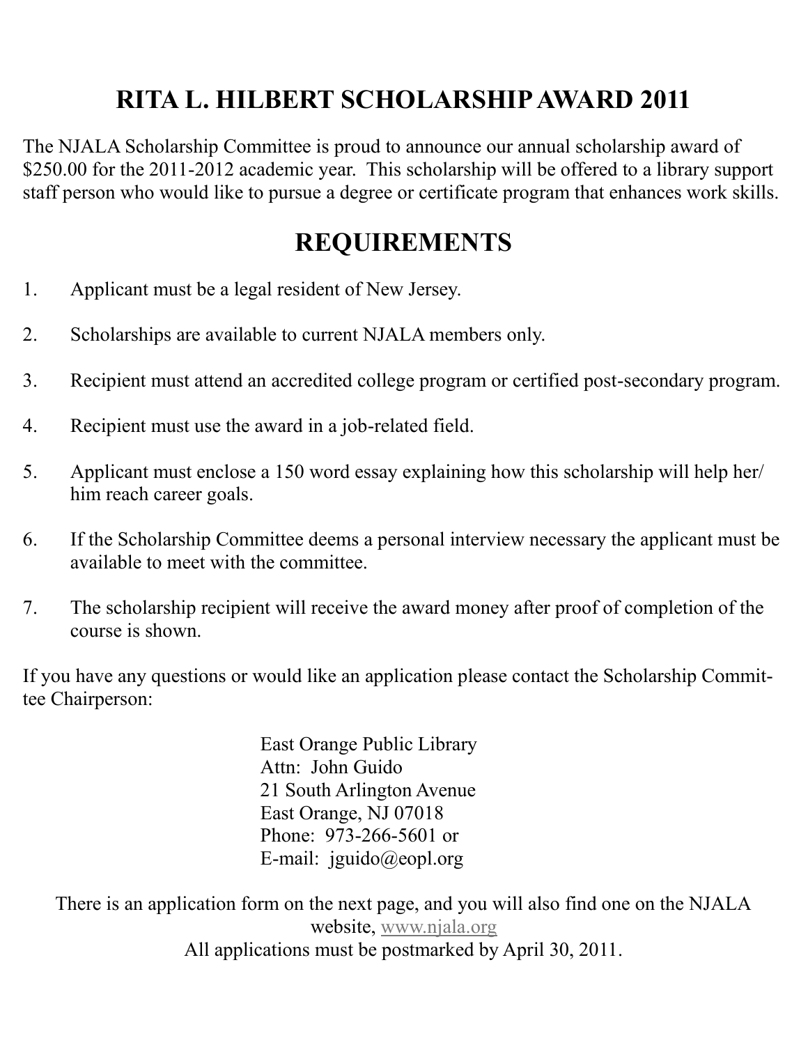# RITA L. HILBERT SCHOLARSHIP AWARD 2011

The NJALA Scholarship Committee is proud to announce our annual scholarship award of $250.00 for the 2011-2012 academic year. This scholarship will be offered to a library support staff person who would like to pursue a degree or certificate program that enhances work skills.

## REQUIREMENTS

1. Applicant must be a legal resident of New Jersey.
2. Scholarships are available to current NJALA members only.
3. Recipient must attend an accredited college program or certified post-secondary program.
4. Recipient must use the award in a job-related field.
5. Applicant must enclose a 150 word essay explaining how this scholarship will help her/him reach career goals.
6. If the Scholarship Committee deems a personal interview necessary the applicant must be available to meet with the committee.
7. The scholarship recipient will receive the award money after proof of completion of the course is shown.

If you have any questions or would like an application please contact the Scholarship Committee Chairperson:

East Orange Public Library
Attn: John Guido
21 South Arlington Avenue
East Orange, NJ 07018
Phone: 973-266-5601 or
E-mail: jguido@eopl.org

There is an application form on the next page, and you will also find one on the NJALA website, www.njala.org

All applications must be postmarked by April 30, 2011.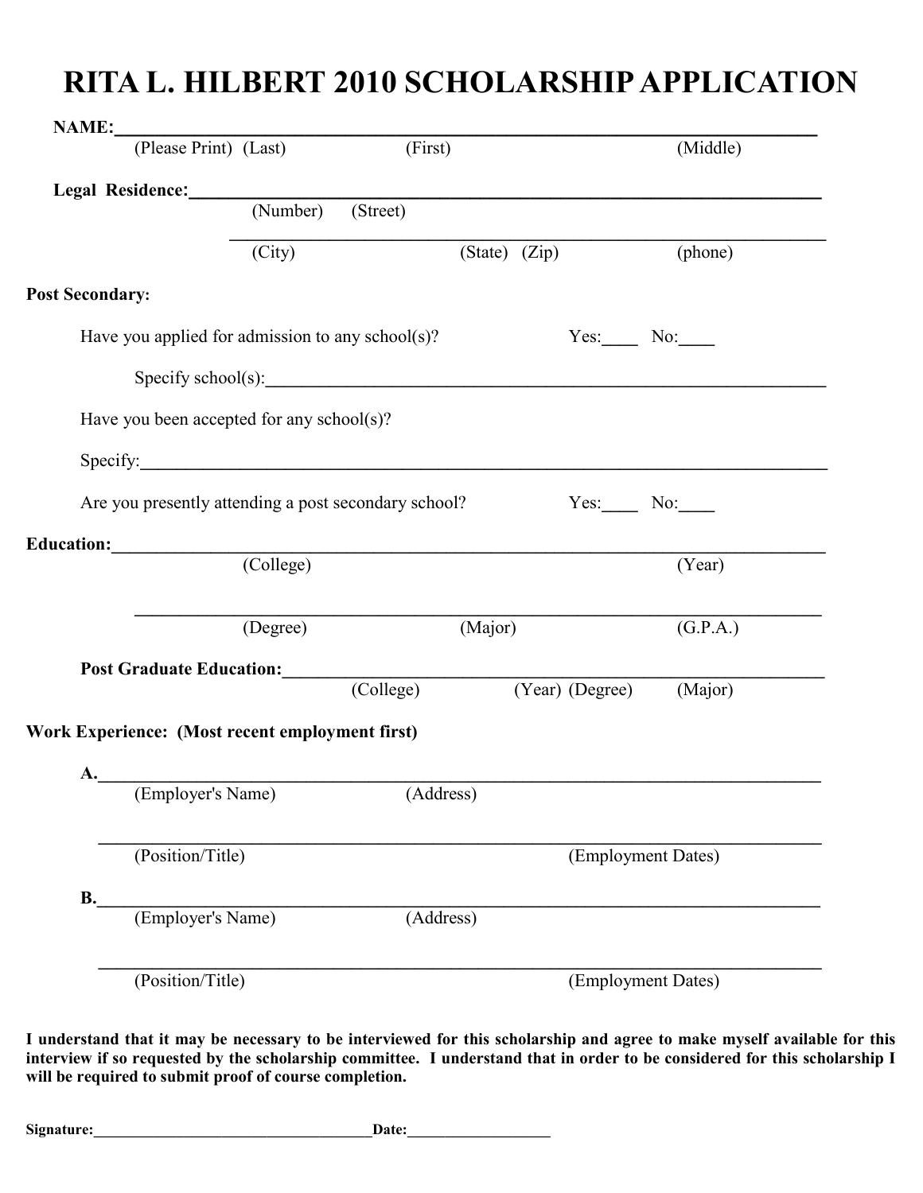# RITA L. HILBERT 2010 SCHOLARSHIP APPLICATION

**NAME:**\_\_\_\_\_\_\_\_\_\_\_\_\_\_\_\_\_\_\_\_\_\_\_\_\_\_\_\_\_\_\_\_\_\_\_\_\_\_\_\_\_\_\_\_\_\_\_\_\_\_\_\_\_\_\_\_\_\_\_\_\_\_\_\_\_\_\_\_

(Please Print) (Last) (First) (Middle)

**Legal Residence:**\_\_\_\_\_\_\_\_\_\_\_\_\_\_\_\_\_\_\_\_\_\_\_\_\_\_\_\_\_\_\_\_\_\_\_\_\_\_\_\_\_\_\_\_\_\_\_\_\_\_\_\_\_\_\_\_\_\_\_\_\_\_

(Number) (Street)

\_\_\_\_\_\_\_\_\_\_\_\_\_\_\_\_\_\_\_\_\_\_\_\_\_\_\_\_\_\_\_\_\_\_\_\_\_\_\_\_\_\_\_\_\_\_\_\_\_\_\_\_\_\_\_\_\_\_\_\_\_\_\_\_\_\_\_\_

(City) (State) (Zip) (phone)

**Post Secondary:**

Have you applied for admission to any school(s)? Yes:\_\_\_\_ No:\_\_\_\_

Specify school(s):\_\_\_\_\_\_\_\_\_\_\_\_\_\_\_\_\_\_\_\_\_\_\_\_\_\_\_\_\_\_\_\_\_\_\_\_\_\_\_\_\_\_\_\_\_\_\_\_\_\_\_\_\_\_\_\_\_\_\_\_

Have you been accepted for any school(s)?

Specify:\_\_\_\_\_\_\_\_\_\_\_\_\_\_\_\_\_\_\_\_\_\_\_\_\_\_\_\_\_\_\_\_\_\_\_\_\_\_\_\_\_\_\_\_\_\_\_\_\_\_\_\_\_\_\_\_\_\_\_\_\_\_\_\_\_\_\_\_\_\_

Are you presently attending a post secondary school? Yes:\_\_\_\_ No:\_\_\_\_

**Education:**\_\_\_\_\_\_\_\_\_\_\_\_\_\_\_\_\_\_\_\_\_\_\_\_\_\_\_\_\_\_\_\_\_\_\_\_\_\_\_\_\_\_\_\_\_\_\_\_\_\_\_\_\_\_\_\_\_\_\_\_\_\_\_\_\_\_\_\_\_\_\_\_

(College) (Year)

\_\_\_\_\_\_\_\_\_\_\_\_\_\_\_\_\_\_\_\_\_\_\_\_\_\_\_\_\_\_\_\_\_\_\_\_\_\_\_\_\_\_\_\_\_\_\_\_\_\_\_\_\_\_\_\_\_\_\_\_\_\_\_\_\_\_\_\_

(Degree) (Major) (G.P.A.)

**Post Graduate Education:**\_\_\_\_\_\_\_\_\_\_\_\_\_\_\_\_\_\_\_\_\_\_\_\_\_\_\_\_\_\_\_\_\_\_\_\_\_\_\_\_\_\_\_\_\_\_\_\_\_\_\_\_\_\_\_\_

(College) (Year) (Degree) (Major)

**Work Experience: (Most recent employment first)**

**A.**\_\_\_\_\_\_\_\_\_\_\_\_\_\_\_\_\_\_\_\_\_\_\_\_\_\_\_\_\_\_\_\_\_\_\_\_\_\_\_\_\_\_\_\_\_\_\_\_\_\_\_\_\_\_\_\_\_\_\_\_\_\_\_\_\_\_\_\_\_\_

(Employer's Name) (Address)

\_\_\_\_\_\_\_\_\_\_\_\_\_\_\_\_\_\_\_\_\_\_\_\_\_\_\_\_\_\_\_\_\_\_\_\_\_\_\_\_\_\_\_\_\_\_\_\_\_\_\_\_\_\_\_\_\_\_\_\_\_\_\_\_\_\_\_\_\_\_

(Position/Title) (Employment Dates)

**B.**\_\_\_\_\_\_\_\_\_\_\_\_\_\_\_\_\_\_\_\_\_\_\_\_\_\_\_\_\_\_\_\_\_\_\_\_\_\_\_\_\_\_\_\_\_\_\_\_\_\_\_\_\_\_\_\_\_\_\_\_\_\_\_\_\_\_\_\_\_\_

(Employer's Name) (Address)

\_\_\_\_\_\_\_\_\_\_\_\_\_\_\_\_\_\_\_\_\_\_\_\_\_\_\_\_\_\_\_\_\_\_\_\_\_\_\_\_\_\_\_\_\_\_\_\_\_\_\_\_\_\_\_\_\_\_\_\_\_\_\_\_\_\_\_\_\_\_

(Position/Title) (Employment Dates)

**I understand that it may be necessary to be interviewed for this scholarship and agree to make myself available for this interview if so requested by the scholarship committee. I understand that in order to be considered for this scholarship I will be required to submit proof of course completion.**

**Signature:**\_\_\_\_\_\_\_\_\_\_\_\_\_\_\_\_\_\_\_\_\_\_\_\_\_\_\_\_\_\_\_\_\_\_\_\_**Date:**\_\_\_\_\_\_\_\_\_\_\_\_\_\_\_\_\_\_\_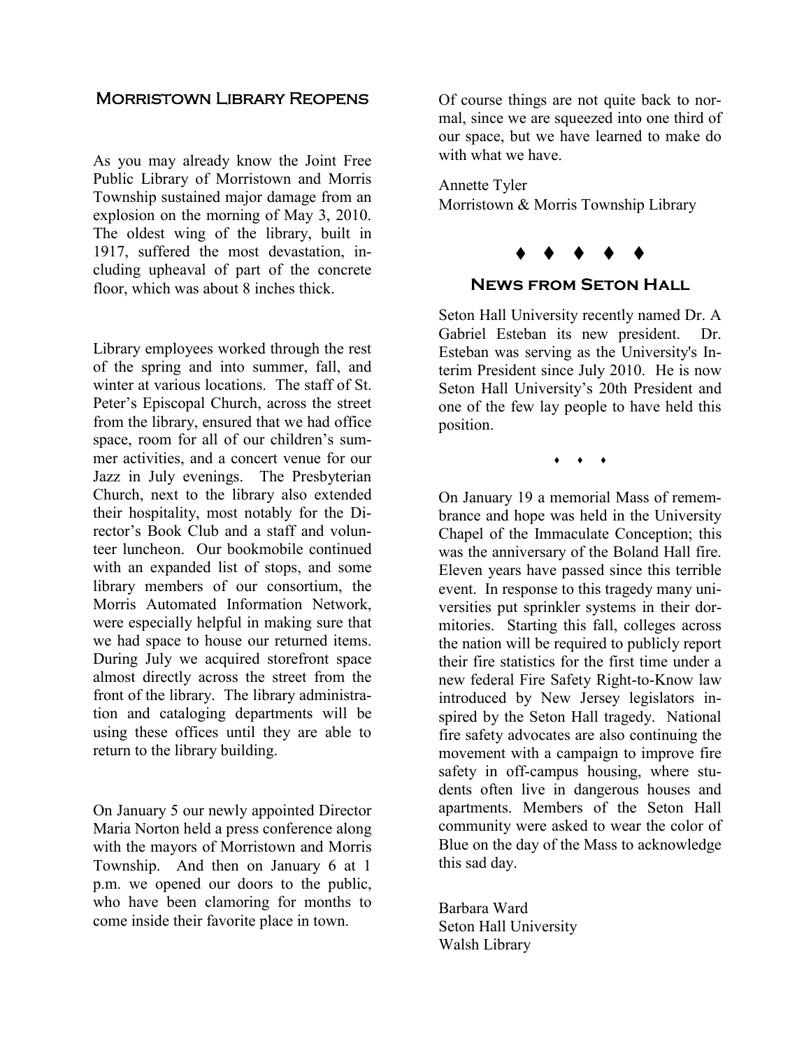## Morristown Library Reopens

As you may already know the Joint Free Public Library of Morristown and Morris Township sustained major damage from an explosion on the morning of May 3, 2010. The oldest wing of the library, built in 1917, suffered the most devastation, including upheaval of part of the concrete floor, which was about 8 inches thick.

Library employees worked through the rest of the spring and into summer, fall, and winter at various locations. The staff of St. Peter's Episcopal Church, across the street from the library, ensured that we had office space, room for all of our children's summer activities, and a concert venue for our Jazz in July evenings. The Presbyterian Church, next to the library also extended their hospitality, most notably for the Director's Book Club and a staff and volunteer luncheon. Our bookmobile continued with an expanded list of stops, and some library members of our consortium, the Morris Automated Information Network, were especially helpful in making sure that we had space to house our returned items. During July we acquired storefront space almost directly across the street from the front of the library. The library administration and cataloging departments will be using these offices until they are able to return to the library building.

On January 5 our newly appointed Director Maria Norton held a press conference along with the mayors of Morristown and Morris Township. And then on January 6 at 1 p.m. we opened our doors to the public, who have been clamoring for months to come inside their favorite place in town.

Of course things are not quite back to normal, since we are squeezed into one third of our space, but we have learned to make do with what we have.

Annette Tyler
Morristown & Morris Township Library

♦ ♦ ♦ ♦ ♦

## News from Seton Hall

Seton Hall University recently named Dr. A Gabriel Esteban its new president. Dr. Esteban was serving as the University's Interim President since July 2010. He is now Seton Hall University's 20th President and one of the few lay people to have held this position.

♦ ♦ ♦

On January 19 a memorial Mass of remembrance and hope was held in the University Chapel of the Immaculate Conception; this was the anniversary of the Boland Hall fire. Eleven years have passed since this terrible event. In response to this tragedy many universities put sprinkler systems in their dormitories. Starting this fall, colleges across the nation will be required to publicly report their fire statistics for the first time under a new federal Fire Safety Right-to-Know law introduced by New Jersey legislators inspired by the Seton Hall tragedy. National fire safety advocates are also continuing the movement with a campaign to improve fire safety in off-campus housing, where students often live in dangerous houses and apartments. Members of the Seton Hall community were asked to wear the color of Blue on the day of the Mass to acknowledge this sad day.

Barbara Ward
Seton Hall University
Walsh Library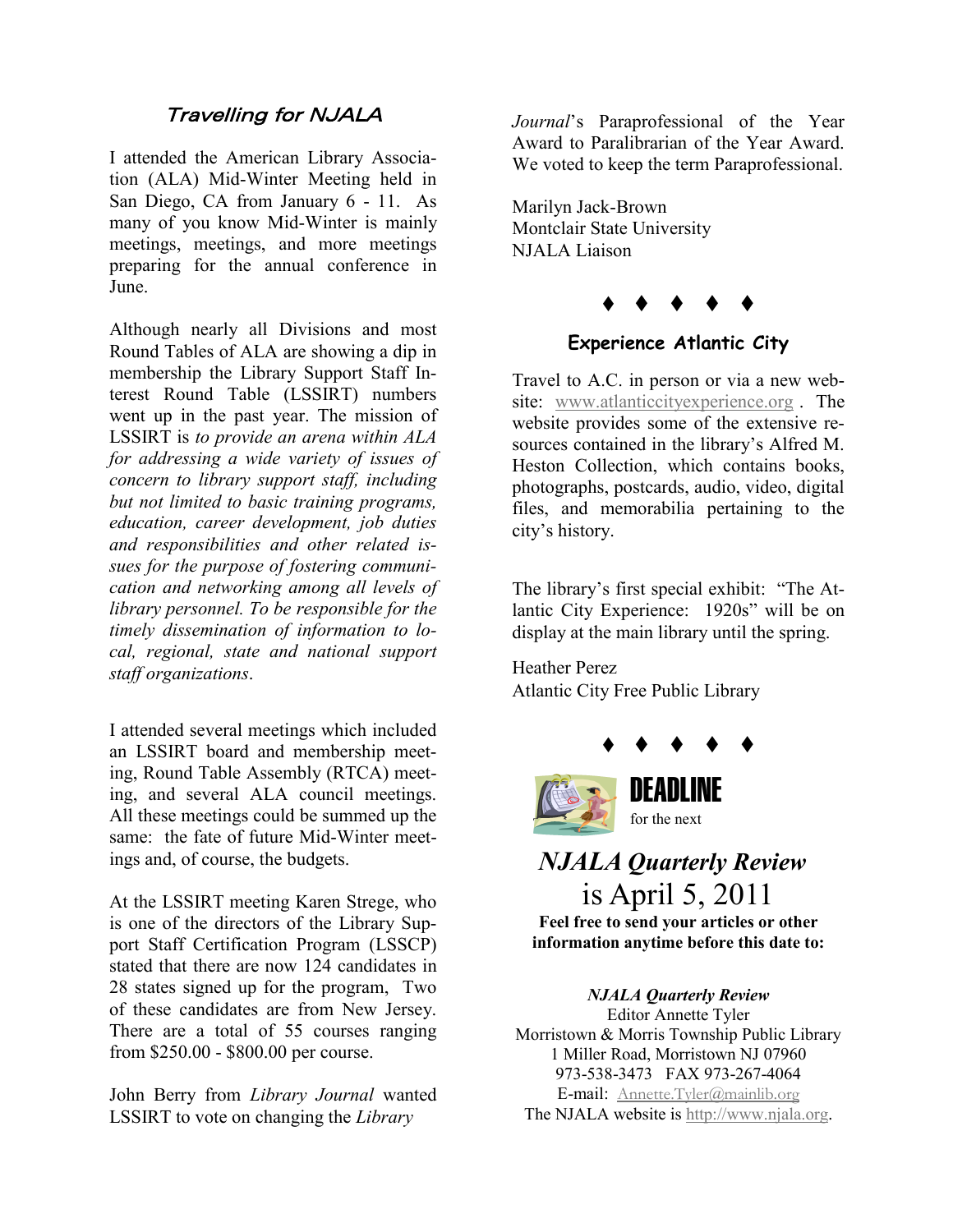## *Travelling for NJALA*

I attended the American Library Association (ALA) Mid-Winter Meeting held in San Diego, CA from January 6 - 11. As many of you know Mid-Winter is mainly meetings, meetings, and more meetings preparing for the annual conference in June.

Although nearly all Divisions and most Round Tables of ALA are showing a dip in membership the Library Support Staff Interest Round Table (LSSIRT) numbers went up in the past year. The mission of LSSIRT is *to provide an arena within ALA for addressing a wide variety of issues of concern to library support staff, including but not limited to basic training programs, education, career development, job duties and responsibilities and other related issues for the purpose of fostering communication and networking among all levels of library personnel. To be responsible for the timely dissemination of information to local, regional, state and national support staff organizations*.

I attended several meetings which included an LSSIRT board and membership meeting, Round Table Assembly (RTCA) meeting, and several ALA council meetings. All these meetings could be summed up the same: the fate of future Mid-Winter meetings and, of course, the budgets.

At the LSSIRT meeting Karen Strege, who is one of the directors of the Library Support Staff Certification Program (LSSCP) stated that there are now 124 candidates in 28 states signed up for the program, Two of these candidates are from New Jersey. There are a total of 55 courses ranging from $250.00 - $800.00 per course.

John Berry from *Library Journal* wanted LSSIRT to vote on changing the *Library Journal*'s Paraprofessional of the Year Award to Paralibrarian of the Year Award. We voted to keep the term Paraprofessional.

Marilyn Jack-Brown
Montclair State University
NJALA Liaison

♦ ♦ ♦ ♦ ♦

### Experience Atlantic City

Travel to A.C. in person or via a new website: www.atlanticcityexperience.org . The website provides some of the extensive resources contained in the library's Alfred M. Heston Collection, which contains books, photographs, postcards, audio, video, digital files, and memorabilia pertaining to the city's history.

The library's first special exhibit: "The Atlantic City Experience: 1920s" will be on display at the main library until the spring.

Heather Perez
Atlantic City Free Public Library

♦ ♦ ♦ ♦ ♦

**DEADLINE**

for the next

## *NJALA Quarterly Review*

## is April 5, 2011

**Feel free to send your articles or other information anytime before this date to:**

***NJALA Quarterly Review***
Editor Annette Tyler
Morristown & Morris Township Public Library
1 Miller Road, Morristown NJ 07960
973-538-3473 FAX 973-267-4064
E-mail: Annette.Tyler@mainlib.org
The NJALA website is http://www.njala.org.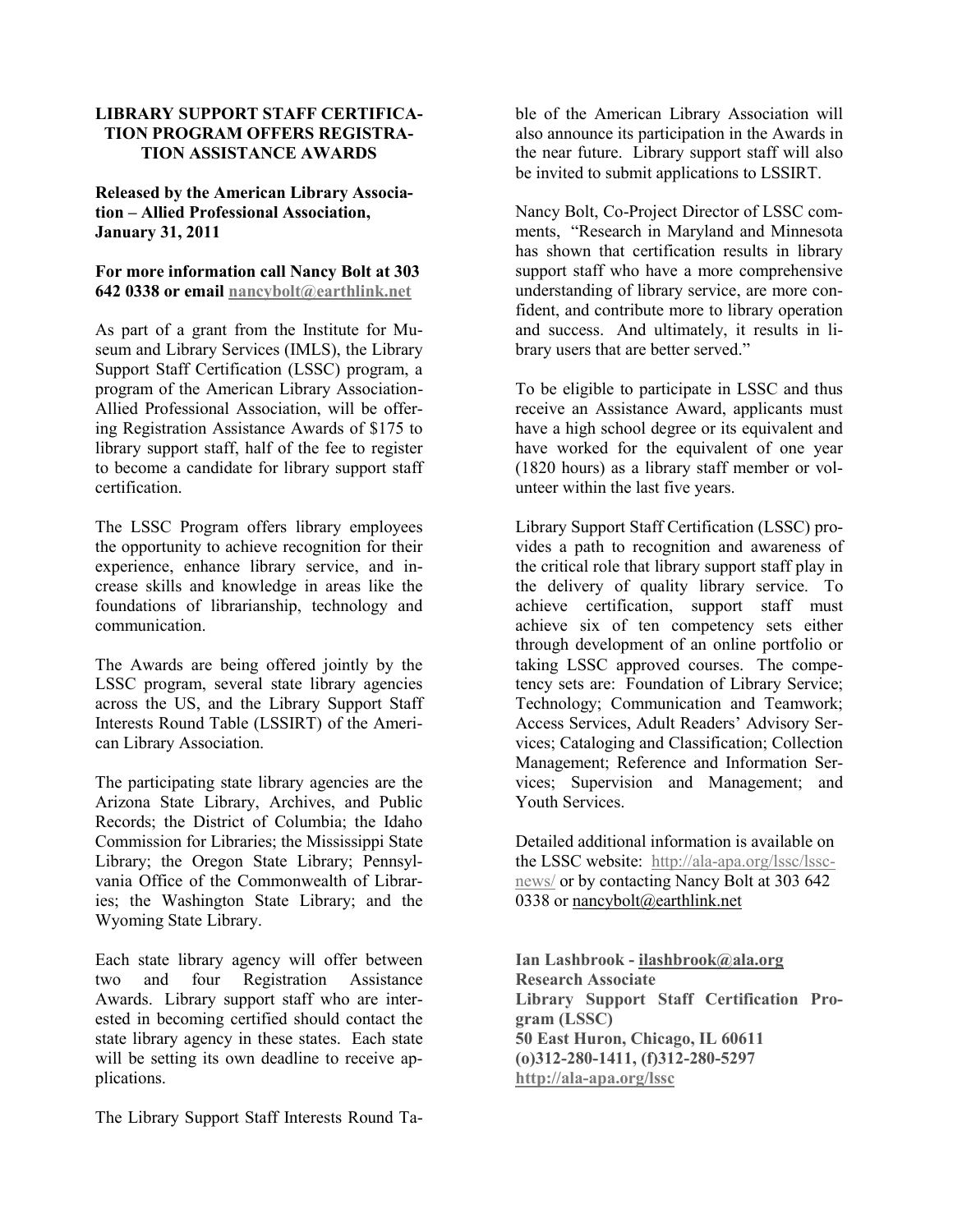**LIBRARY SUPPORT STAFF CERTIFICATION PROGRAM OFFERS REGISTRATION ASSISTANCE AWARDS**

**Released by the American Library Association – Allied Professional Association, January 31, 2011**

**For more information call Nancy Bolt at 303 642 0338 or email nancybolt@earthlink.net**

As part of a grant from the Institute for Museum and Library Services (IMLS), the Library Support Staff Certification (LSSC) program, a program of the American Library Association-Allied Professional Association, will be offering Registration Assistance Awards of $175 to library support staff, half of the fee to register to become a candidate for library support staff certification.

The LSSC Program offers library employees the opportunity to achieve recognition for their experience, enhance library service, and increase skills and knowledge in areas like the foundations of librarianship, technology and communication.

The Awards are being offered jointly by the LSSC program, several state library agencies across the US, and the Library Support Staff Interests Round Table (LSSIRT) of the American Library Association.

The participating state library agencies are the Arizona State Library, Archives, and Public Records; the District of Columbia; the Idaho Commission for Libraries; the Mississippi State Library; the Oregon State Library; Pennsylvania Office of the Commonwealth of Libraries; the Washington State Library; and the Wyoming State Library.

Each state library agency will offer between two and four Registration Assistance Awards. Library support staff who are interested in becoming certified should contact the state library agency in these states. Each state will be setting its own deadline to receive applications.

The Library Support Staff Interests Round Table of the American Library Association will also announce its participation in the Awards in the near future. Library support staff will also be invited to submit applications to LSSIRT.

Nancy Bolt, Co-Project Director of LSSC comments, "Research in Maryland and Minnesota has shown that certification results in library support staff who have a more comprehensive understanding of library service, are more confident, and contribute more to library operation and success. And ultimately, it results in library users that are better served."

To be eligible to participate in LSSC and thus receive an Assistance Award, applicants must have a high school degree or its equivalent and have worked for the equivalent of one year (1820 hours) as a library staff member or volunteer within the last five years.

Library Support Staff Certification (LSSC) provides a path to recognition and awareness of the critical role that library support staff play in the delivery of quality library service. To achieve certification, support staff must achieve six of ten competency sets either through development of an online portfolio or taking LSSC approved courses. The competency sets are: Foundation of Library Service; Technology; Communication and Teamwork; Access Services, Adult Readers' Advisory Services; Cataloging and Classification; Collection Management; Reference and Information Services; Supervision and Management; and Youth Services.

Detailed additional information is available on the LSSC website: http://ala-apa.org/lssc/lssc-news/ or by contacting Nancy Bolt at 303 642 0338 or nancybolt@earthlink.net

**Ian Lashbrook - ilashbrook@ala.org**
**Research Associate**
**Library Support Staff Certification Program (LSSC)**
**50 East Huron, Chicago, IL 60611**
**(o)312-280-1411, (f)312-280-5297**
**http://ala-apa.org/lssc**